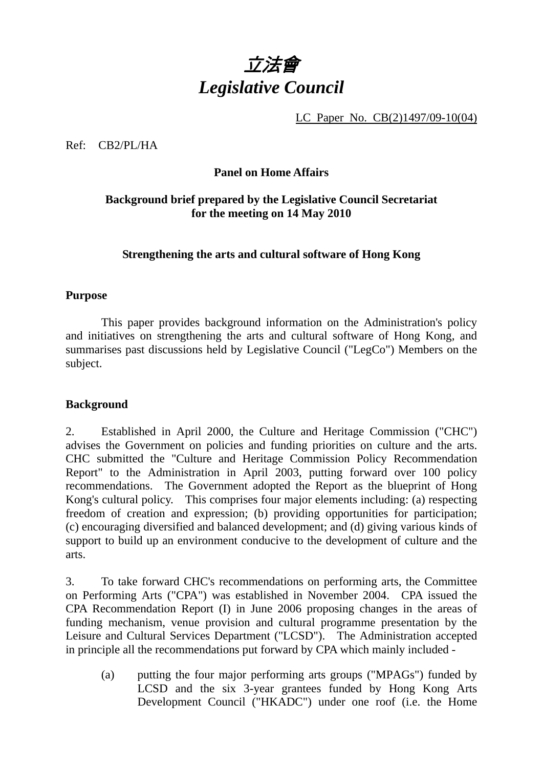# *立法會*
# *Legislative Council*

LC Paper No. CB(2)1497/09-10(04)

Ref: CB2/PL/HA

**Panel on Home Affairs**

**Background brief prepared by the Legislative Council Secretariat for the meeting on 14 May 2010**

**Strengthening the arts and cultural software of Hong Kong**

## Purpose

This paper provides background information on the Administration's policy and initiatives on strengthening the arts and cultural software of Hong Kong, and summarises past discussions held by Legislative Council ("LegCo") Members on the subject.

## Background

2. Established in April 2000, the Culture and Heritage Commission ("CHC") advises the Government on policies and funding priorities on culture and the arts. CHC submitted the "Culture and Heritage Commission Policy Recommendation Report" to the Administration in April 2003, putting forward over 100 policy recommendations. The Government adopted the Report as the blueprint of Hong Kong's cultural policy. This comprises four major elements including: (a) respecting freedom of creation and expression; (b) providing opportunities for participation; (c) encouraging diversified and balanced development; and (d) giving various kinds of support to build up an environment conducive to the development of culture and the arts.

3. To take forward CHC's recommendations on performing arts, the Committee on Performing Arts ("CPA") was established in November 2004. CPA issued the CPA Recommendation Report (I) in June 2006 proposing changes in the areas of funding mechanism, venue provision and cultural programme presentation by the Leisure and Cultural Services Department ("LCSD"). The Administration accepted in principle all the recommendations put forward by CPA which mainly included -

(a) putting the four major performing arts groups ("MPAGs") funded by LCSD and the six 3-year grantees funded by Hong Kong Arts Development Council ("HKADC") under one roof (i.e. the Home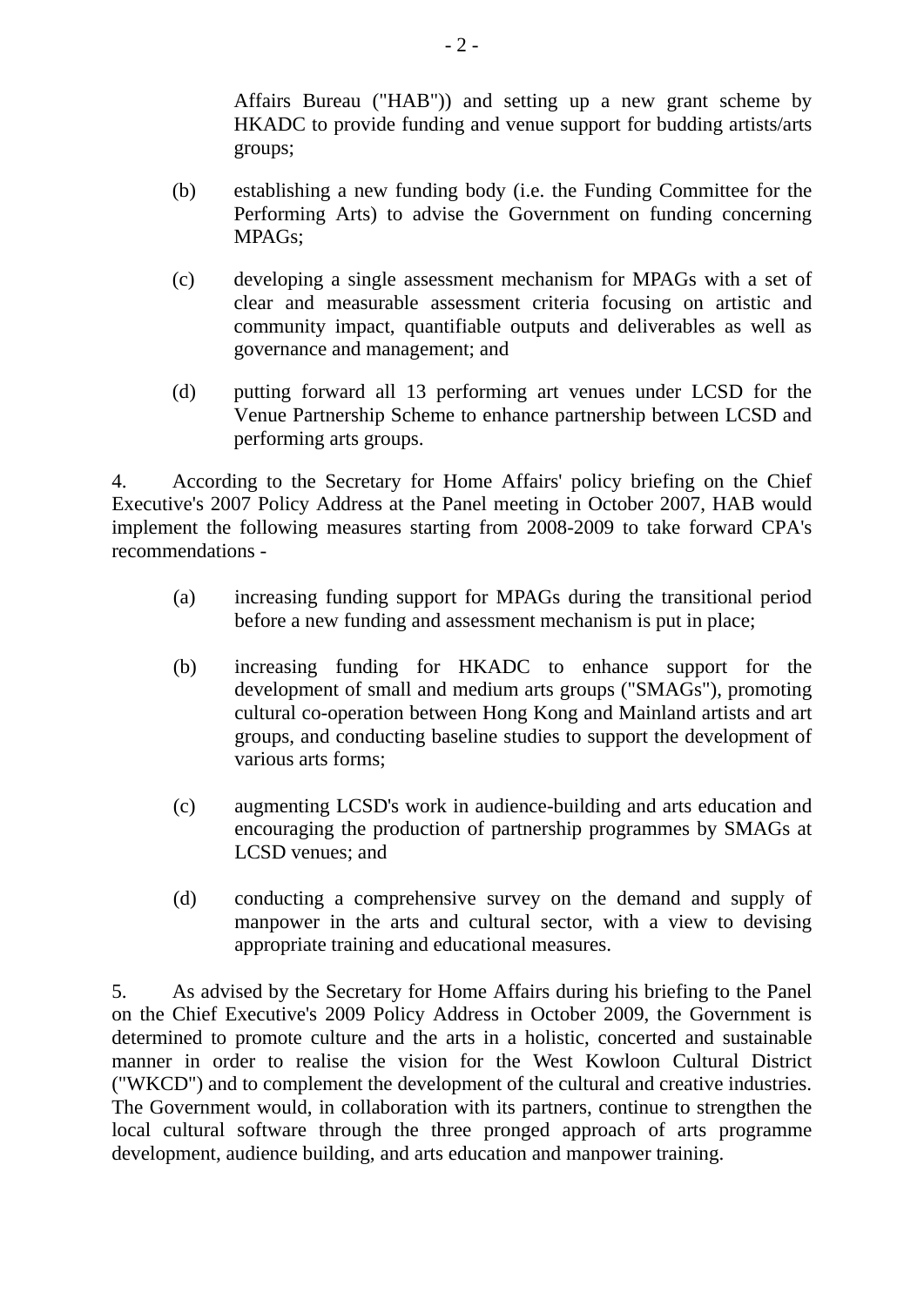Affairs Bureau ("HAB")) and setting up a new grant scheme by HKADC to provide funding and venue support for budding artists/arts groups;

(b) establishing a new funding body (i.e. the Funding Committee for the Performing Arts) to advise the Government on funding concerning MPAGs;

(c) developing a single assessment mechanism for MPAGs with a set of clear and measurable assessment criteria focusing on artistic and community impact, quantifiable outputs and deliverables as well as governance and management; and

(d) putting forward all 13 performing art venues under LCSD for the Venue Partnership Scheme to enhance partnership between LCSD and performing arts groups.

4. According to the Secretary for Home Affairs' policy briefing on the Chief Executive's 2007 Policy Address at the Panel meeting in October 2007, HAB would implement the following measures starting from 2008-2009 to take forward CPA's recommendations -

(a) increasing funding support for MPAGs during the transitional period before a new funding and assessment mechanism is put in place;

(b) increasing funding for HKADC to enhance support for the development of small and medium arts groups ("SMAGs"), promoting cultural co-operation between Hong Kong and Mainland artists and art groups, and conducting baseline studies to support the development of various arts forms;

(c) augmenting LCSD's work in audience-building and arts education and encouraging the production of partnership programmes by SMAGs at LCSD venues; and

(d) conducting a comprehensive survey on the demand and supply of manpower in the arts and cultural sector, with a view to devising appropriate training and educational measures.

5. As advised by the Secretary for Home Affairs during his briefing to the Panel on the Chief Executive's 2009 Policy Address in October 2009, the Government is determined to promote culture and the arts in a holistic, concerted and sustainable manner in order to realise the vision for the West Kowloon Cultural District ("WKCD") and to complement the development of the cultural and creative industries. The Government would, in collaboration with its partners, continue to strengthen the local cultural software through the three pronged approach of arts programme development, audience building, and arts education and manpower training.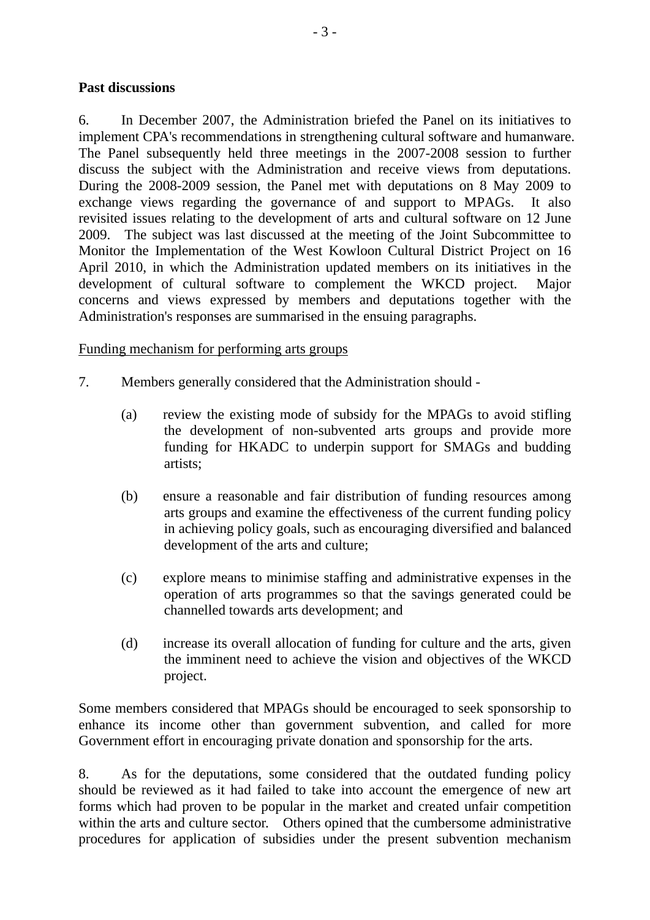**Past discussions**

6. In December 2007, the Administration briefed the Panel on its initiatives to implement CPA's recommendations in strengthening cultural software and humanware. The Panel subsequently held three meetings in the 2007-2008 session to further discuss the subject with the Administration and receive views from deputations. During the 2008-2009 session, the Panel met with deputations on 8 May 2009 to exchange views regarding the governance of and support to MPAGs. It also revisited issues relating to the development of arts and cultural software on 12 June 2009. The subject was last discussed at the meeting of the Joint Subcommittee to Monitor the Implementation of the West Kowloon Cultural District Project on 16 April 2010, in which the Administration updated members on its initiatives in the development of cultural software to complement the WKCD project. Major concerns and views expressed by members and deputations together with the Administration's responses are summarised in the ensuing paragraphs.

<u>Funding mechanism for performing arts groups</u>

7. Members generally considered that the Administration should -

(a) review the existing mode of subsidy for the MPAGs to avoid stifling the development of non-subvented arts groups and provide more funding for HKADC to underpin support for SMAGs and budding artists;

(b) ensure a reasonable and fair distribution of funding resources among arts groups and examine the effectiveness of the current funding policy in achieving policy goals, such as encouraging diversified and balanced development of the arts and culture;

(c) explore means to minimise staffing and administrative expenses in the operation of arts programmes so that the savings generated could be channelled towards arts development; and

(d) increase its overall allocation of funding for culture and the arts, given the imminent need to achieve the vision and objectives of the WKCD project.

Some members considered that MPAGs should be encouraged to seek sponsorship to enhance its income other than government subvention, and called for more Government effort in encouraging private donation and sponsorship for the arts.

8. As for the deputations, some considered that the outdated funding policy should be reviewed as it had failed to take into account the emergence of new art forms which had proven to be popular in the market and created unfair competition within the arts and culture sector. Others opined that the cumbersome administrative procedures for application of subsidies under the present subvention mechanism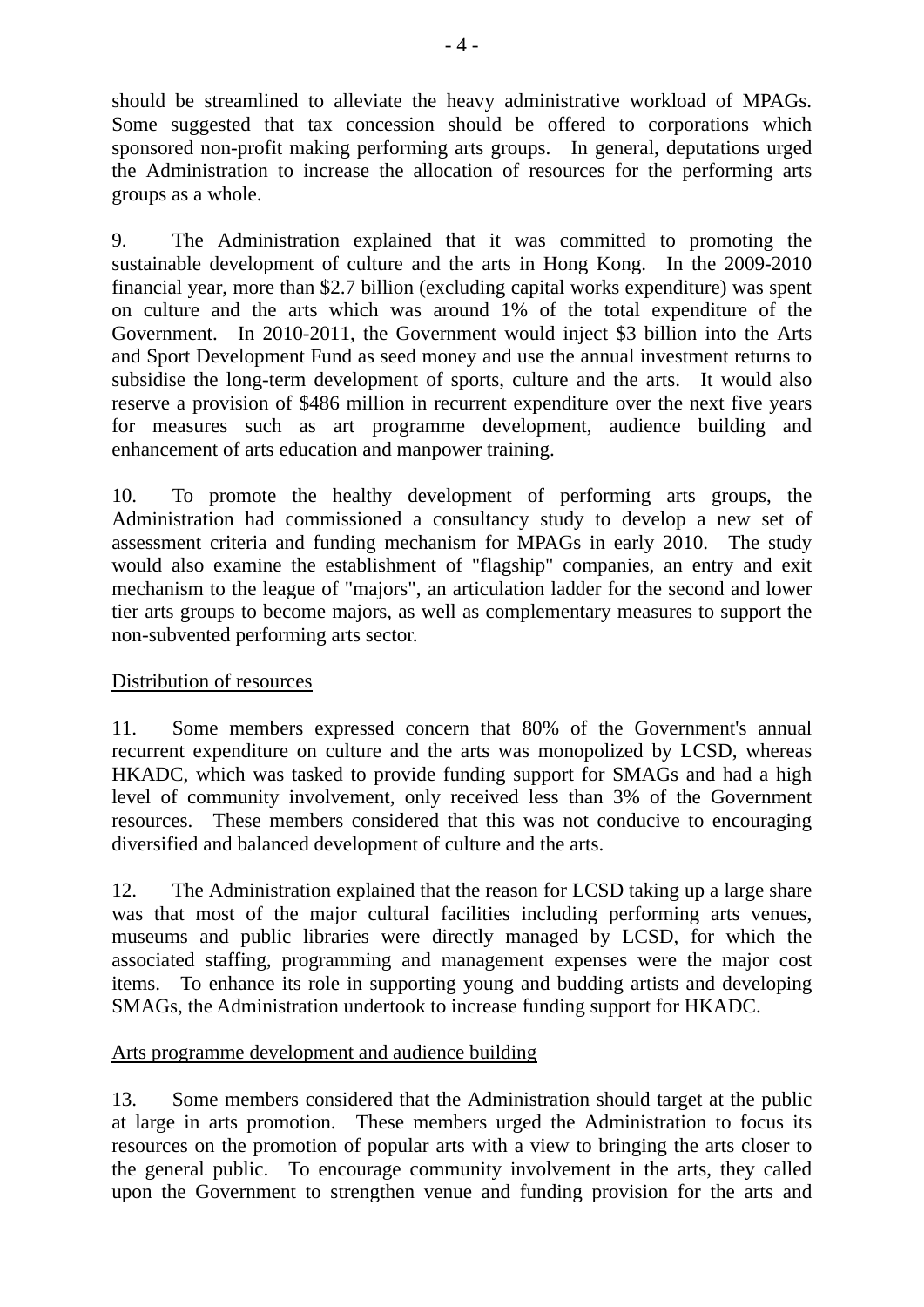should be streamlined to alleviate the heavy administrative workload of MPAGs. Some suggested that tax concession should be offered to corporations which sponsored non-profit making performing arts groups. In general, deputations urged the Administration to increase the allocation of resources for the performing arts groups as a whole.

9. The Administration explained that it was committed to promoting the sustainable development of culture and the arts in Hong Kong. In the 2009-2010 financial year, more than $2.7 billion (excluding capital works expenditure) was spent on culture and the arts which was around 1% of the total expenditure of the Government. In 2010-2011, the Government would inject $3 billion into the Arts and Sport Development Fund as seed money and use the annual investment returns to subsidise the long-term development of sports, culture and the arts. It would also reserve a provision of $486 million in recurrent expenditure over the next five years for measures such as art programme development, audience building and enhancement of arts education and manpower training.

10. To promote the healthy development of performing arts groups, the Administration had commissioned a consultancy study to develop a new set of assessment criteria and funding mechanism for MPAGs in early 2010. The study would also examine the establishment of "flagship" companies, an entry and exit mechanism to the league of "majors", an articulation ladder for the second and lower tier arts groups to become majors, as well as complementary measures to support the non-subvented performing arts sector.

<u>Distribution of resources</u>

11. Some members expressed concern that 80% of the Government's annual recurrent expenditure on culture and the arts was monopolized by LCSD, whereas HKADC, which was tasked to provide funding support for SMAGs and had a high level of community involvement, only received less than 3% of the Government resources. These members considered that this was not conducive to encouraging diversified and balanced development of culture and the arts.

12. The Administration explained that the reason for LCSD taking up a large share was that most of the major cultural facilities including performing arts venues, museums and public libraries were directly managed by LCSD, for which the associated staffing, programming and management expenses were the major cost items. To enhance its role in supporting young and budding artists and developing SMAGs, the Administration undertook to increase funding support for HKADC.

<u>Arts programme development and audience building</u>

13. Some members considered that the Administration should target at the public at large in arts promotion. These members urged the Administration to focus its resources on the promotion of popular arts with a view to bringing the arts closer to the general public. To encourage community involvement in the arts, they called upon the Government to strengthen venue and funding provision for the arts and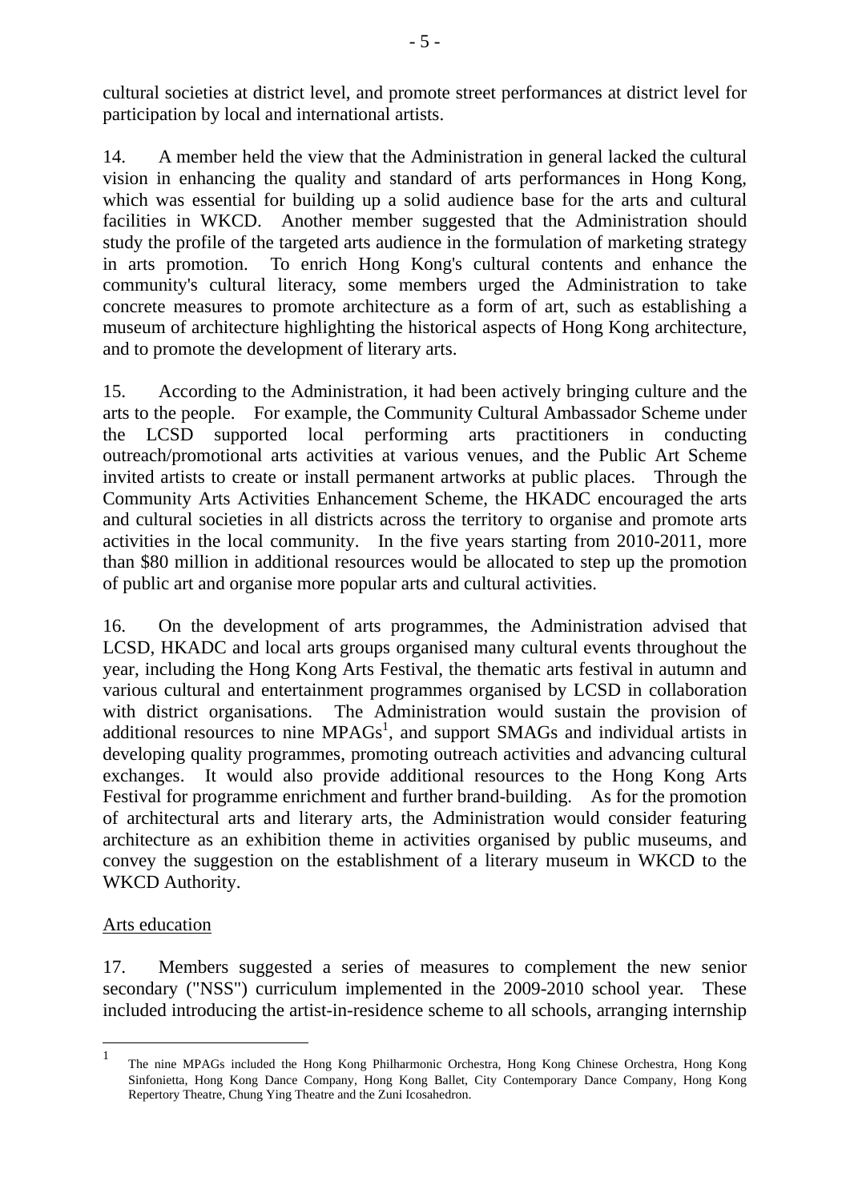cultural societies at district level, and promote street performances at district level for participation by local and international artists.

14. A member held the view that the Administration in general lacked the cultural vision in enhancing the quality and standard of arts performances in Hong Kong, which was essential for building up a solid audience base for the arts and cultural facilities in WKCD. Another member suggested that the Administration should study the profile of the targeted arts audience in the formulation of marketing strategy in arts promotion. To enrich Hong Kong's cultural contents and enhance the community's cultural literacy, some members urged the Administration to take concrete measures to promote architecture as a form of art, such as establishing a museum of architecture highlighting the historical aspects of Hong Kong architecture, and to promote the development of literary arts.

15. According to the Administration, it had been actively bringing culture and the arts to the people. For example, the Community Cultural Ambassador Scheme under the LCSD supported local performing arts practitioners in conducting outreach/promotional arts activities at various venues, and the Public Art Scheme invited artists to create or install permanent artworks at public places. Through the Community Arts Activities Enhancement Scheme, the HKADC encouraged the arts and cultural societies in all districts across the territory to organise and promote arts activities in the local community. In the five years starting from 2010-2011, more than $80 million in additional resources would be allocated to step up the promotion of public art and organise more popular arts and cultural activities.

16. On the development of arts programmes, the Administration advised that LCSD, HKADC and local arts groups organised many cultural events throughout the year, including the Hong Kong Arts Festival, the thematic arts festival in autumn and various cultural and entertainment programmes organised by LCSD in collaboration with district organisations. The Administration would sustain the provision of additional resources to nine MPAGs[1], and support SMAGs and individual artists in developing quality programmes, promoting outreach activities and advancing cultural exchanges. It would also provide additional resources to the Hong Kong Arts Festival for programme enrichment and further brand-building. As for the promotion of architectural arts and literary arts, the Administration would consider featuring architecture as an exhibition theme in activities organised by public museums, and convey the suggestion on the establishment of a literary museum in WKCD to the WKCD Authority.

Arts education

17. Members suggested a series of measures to complement the new senior secondary ("NSS") curriculum implemented in the 2009-2010 school year. These included introducing the artist-in-residence scheme to all schools, arranging internship

---

[1] The nine MPAGs included the Hong Kong Philharmonic Orchestra, Hong Kong Chinese Orchestra, Hong Kong Sinfonietta, Hong Kong Dance Company, Hong Kong Ballet, City Contemporary Dance Company, Hong Kong Repertory Theatre, Chung Ying Theatre and the Zuni Icosahedron.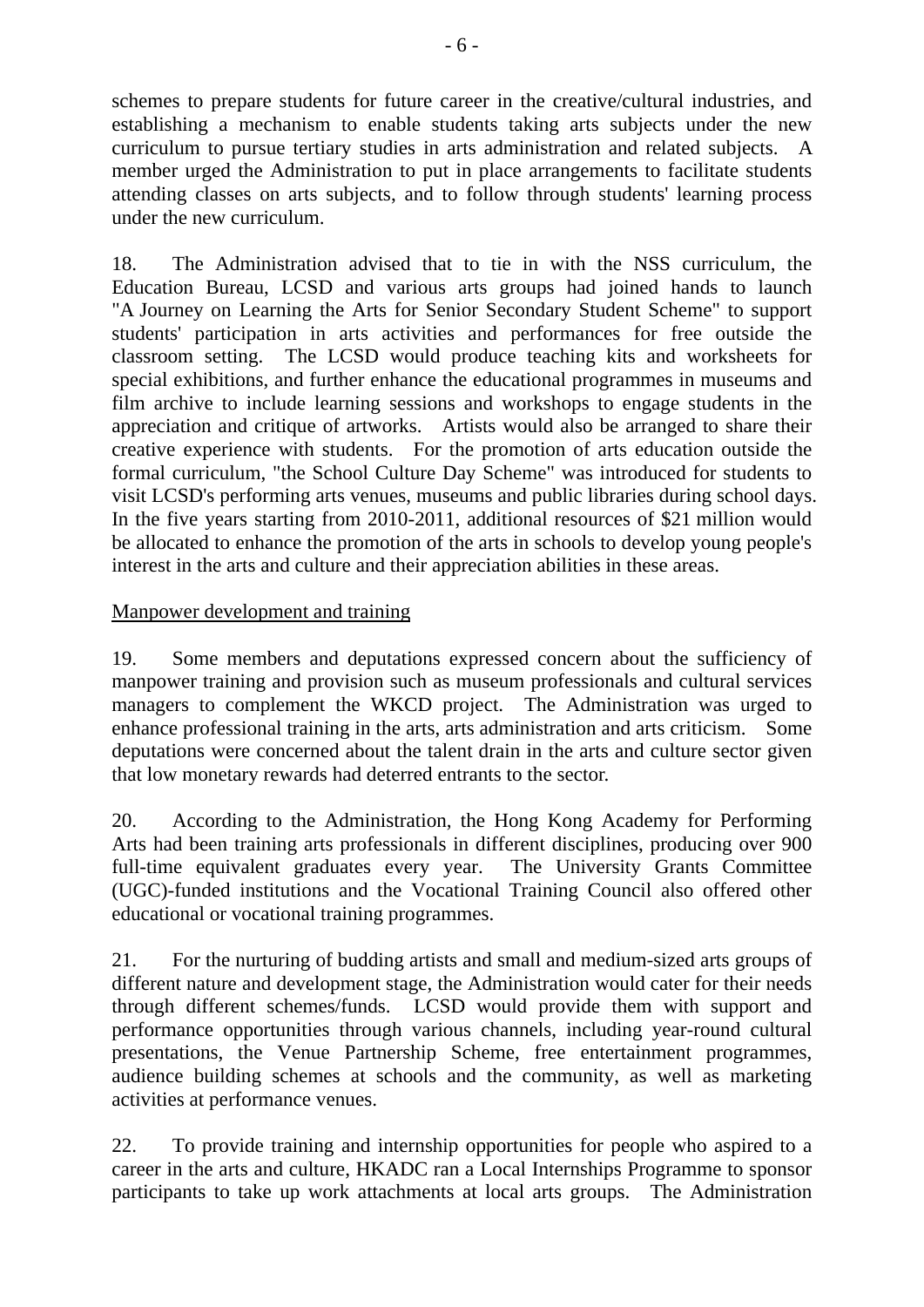schemes to prepare students for future career in the creative/cultural industries, and establishing a mechanism to enable students taking arts subjects under the new curriculum to pursue tertiary studies in arts administration and related subjects. A member urged the Administration to put in place arrangements to facilitate students attending classes on arts subjects, and to follow through students' learning process under the new curriculum.

18. The Administration advised that to tie in with the NSS curriculum, the Education Bureau, LCSD and various arts groups had joined hands to launch "A Journey on Learning the Arts for Senior Secondary Student Scheme" to support students' participation in arts activities and performances for free outside the classroom setting. The LCSD would produce teaching kits and worksheets for special exhibitions, and further enhance the educational programmes in museums and film archive to include learning sessions and workshops to engage students in the appreciation and critique of artworks. Artists would also be arranged to share their creative experience with students. For the promotion of arts education outside the formal curriculum, "the School Culture Day Scheme" was introduced for students to visit LCSD's performing arts venues, museums and public libraries during school days. In the five years starting from 2010-2011, additional resources of $21 million would be allocated to enhance the promotion of the arts in schools to develop young people's interest in the arts and culture and their appreciation abilities in these areas.

Manpower development and training

19. Some members and deputations expressed concern about the sufficiency of manpower training and provision such as museum professionals and cultural services managers to complement the WKCD project. The Administration was urged to enhance professional training in the arts, arts administration and arts criticism. Some deputations were concerned about the talent drain in the arts and culture sector given that low monetary rewards had deterred entrants to the sector.

20. According to the Administration, the Hong Kong Academy for Performing Arts had been training arts professionals in different disciplines, producing over 900 full-time equivalent graduates every year. The University Grants Committee (UGC)-funded institutions and the Vocational Training Council also offered other educational or vocational training programmes.

21. For the nurturing of budding artists and small and medium-sized arts groups of different nature and development stage, the Administration would cater for their needs through different schemes/funds. LCSD would provide them with support and performance opportunities through various channels, including year-round cultural presentations, the Venue Partnership Scheme, free entertainment programmes, audience building schemes at schools and the community, as well as marketing activities at performance venues.

22. To provide training and internship opportunities for people who aspired to a career in the arts and culture, HKADC ran a Local Internships Programme to sponsor participants to take up work attachments at local arts groups. The Administration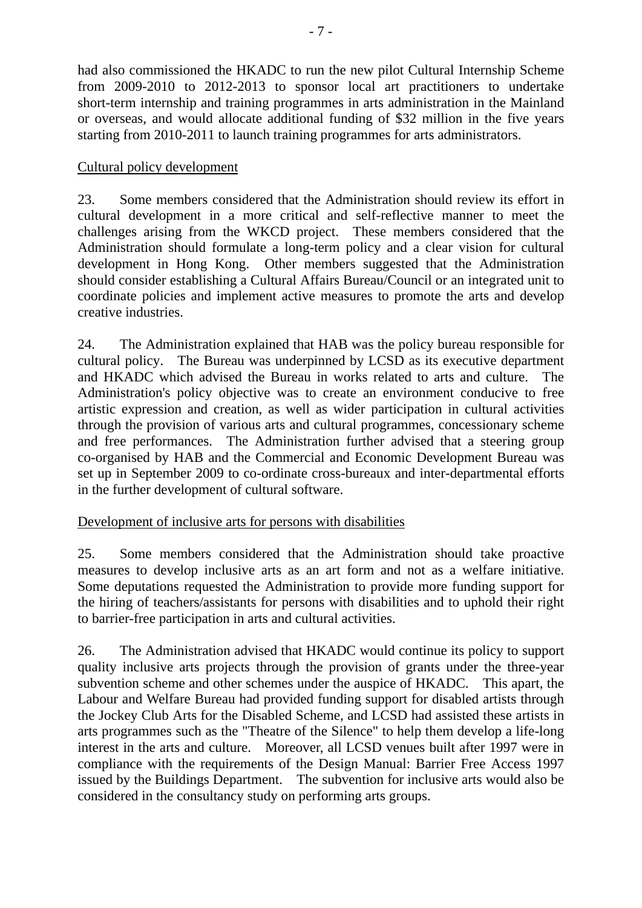had also commissioned the HKADC to run the new pilot Cultural Internship Scheme from 2009-2010 to 2012-2013 to sponsor local art practitioners to undertake short-term internship and training programmes in arts administration in the Mainland or overseas, and would allocate additional funding of $32 million in the five years starting from 2010-2011 to launch training programmes for arts administrators.

<u>Cultural policy development</u>

23. Some members considered that the Administration should review its effort in cultural development in a more critical and self-reflective manner to meet the challenges arising from the WKCD project. These members considered that the Administration should formulate a long-term policy and a clear vision for cultural development in Hong Kong. Other members suggested that the Administration should consider establishing a Cultural Affairs Bureau/Council or an integrated unit to coordinate policies and implement active measures to promote the arts and develop creative industries.

24. The Administration explained that HAB was the policy bureau responsible for cultural policy. The Bureau was underpinned by LCSD as its executive department and HKADC which advised the Bureau in works related to arts and culture. The Administration's policy objective was to create an environment conducive to free artistic expression and creation, as well as wider participation in cultural activities through the provision of various arts and cultural programmes, concessionary scheme and free performances. The Administration further advised that a steering group co-organised by HAB and the Commercial and Economic Development Bureau was set up in September 2009 to co-ordinate cross-bureaux and inter-departmental efforts in the further development of cultural software.

<u>Development of inclusive arts for persons with disabilities</u>

25. Some members considered that the Administration should take proactive measures to develop inclusive arts as an art form and not as a welfare initiative. Some deputations requested the Administration to provide more funding support for the hiring of teachers/assistants for persons with disabilities and to uphold their right to barrier-free participation in arts and cultural activities.

26. The Administration advised that HKADC would continue its policy to support quality inclusive arts projects through the provision of grants under the three-year subvention scheme and other schemes under the auspice of HKADC. This apart, the Labour and Welfare Bureau had provided funding support for disabled artists through the Jockey Club Arts for the Disabled Scheme, and LCSD had assisted these artists in arts programmes such as the "Theatre of the Silence" to help them develop a life-long interest in the arts and culture. Moreover, all LCSD venues built after 1997 were in compliance with the requirements of the Design Manual: Barrier Free Access 1997 issued by the Buildings Department. The subvention for inclusive arts would also be considered in the consultancy study on performing arts groups.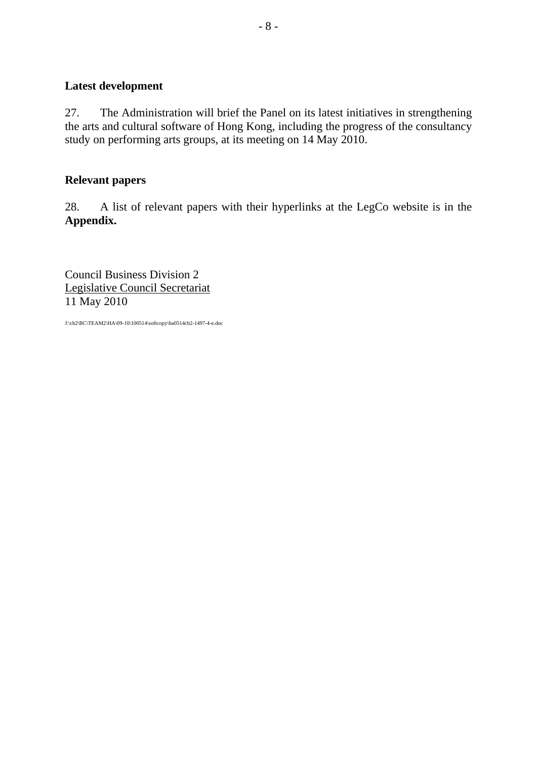**Latest development**

27. The Administration will brief the Panel on its latest initiatives in strengthening the arts and cultural software of Hong Kong, including the progress of the consultancy study on performing arts groups, at its meeting on 14 May 2010.

**Relevant papers**

28. A list of relevant papers with their hyperlinks at the LegCo website is in the **Appendix.**

Council Business Division 2
Legislative Council Secretariat
11 May 2010

J:\cb2\BC\TEAM2\HA\09-10\100514\softcopy\ha0514cb2-1497-4-e.doc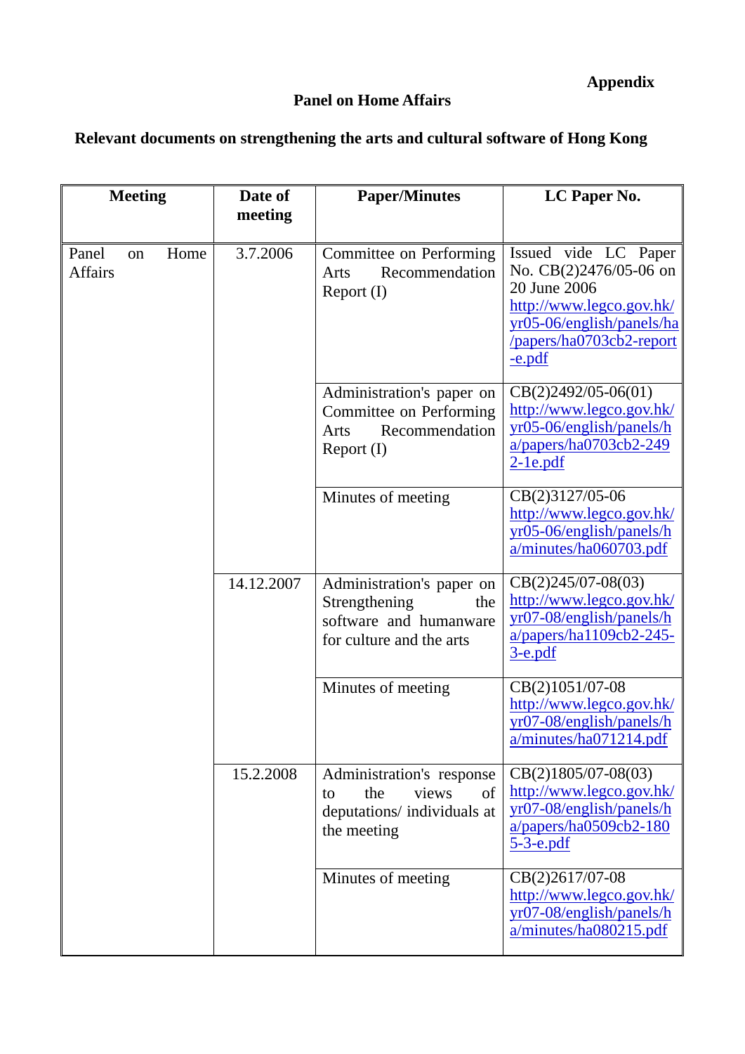**Appendix**

**Panel on Home Affairs**

**Relevant documents on strengthening the arts and cultural software of Hong Kong**

| Meeting | Date of meeting | Paper/Minutes | LC Paper No. |
|---|---|---|---|
| Panel on Home Affairs | 3.7.2006 | Committee on Performing Arts Recommendation Report (I) | Issued vide LC Paper No. CB(2)2476/05-06 on 20 June 2006 http://www.legco.gov.hk/yr05-06/english/panels/ha/papers/ha0703cb2-report-e.pdf |
| | | Administration's paper on Committee on Performing Arts Recommendation Report (I) | CB(2)2492/05-06(01) http://www.legco.gov.hk/yr05-06/english/panels/ha/papers/ha0703cb2-2492-1e.pdf |
| | | Minutes of meeting | CB(2)3127/05-06 http://www.legco.gov.hk/yr05-06/english/panels/ha/minutes/ha060703.pdf |
| | 14.12.2007 | Administration's paper on Strengthening the software and humanware for culture and the arts | CB(2)245/07-08(03) http://www.legco.gov.hk/yr07-08/english/panels/ha/papers/ha1109cb2-245-3-e.pdf |
| | | Minutes of meeting | CB(2)1051/07-08 http://www.legco.gov.hk/yr07-08/english/panels/ha/minutes/ha071214.pdf |
| | 15.2.2008 | Administration's response to the views of deputations/ individuals at the meeting | CB(2)1805/07-08(03) http://www.legco.gov.hk/yr07-08/english/panels/ha/papers/ha0509cb2-1805-3-e.pdf |
| | | Minutes of meeting | CB(2)2617/07-08 http://www.legco.gov.hk/yr07-08/english/panels/ha/minutes/ha080215.pdf |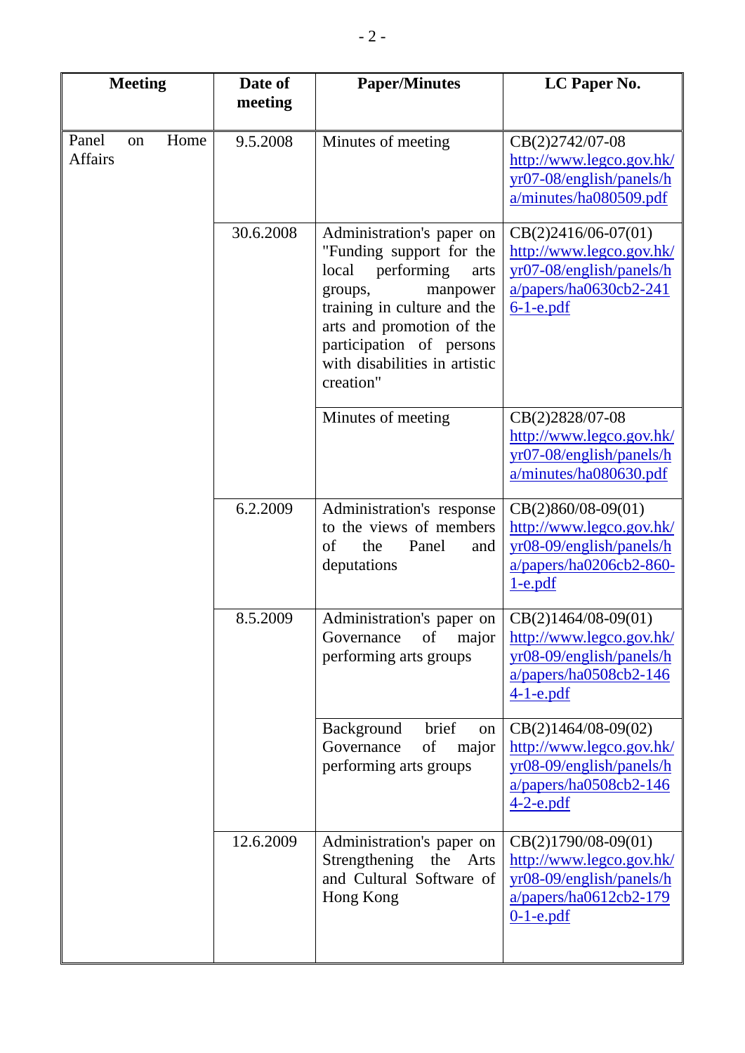| Meeting | Date of meeting | Paper/Minutes | LC Paper No. |
|---|---|---|---|
| Panel on Home Affairs | 9.5.2008 | Minutes of meeting | CB(2)2742/07-08 http://www.legco.gov.hk/yr07-08/english/panels/ha/minutes/ha080509.pdf |
| | 30.6.2008 | Administration's paper on "Funding support for the local performing arts groups, manpower training in culture and the arts and promotion of the participation of persons with disabilities in artistic creation" | CB(2)2416/06-07(01) http://www.legco.gov.hk/yr07-08/english/panels/ha/papers/ha0630cb2-2416-1-e.pdf |
| | | Minutes of meeting | CB(2)2828/07-08 http://www.legco.gov.hk/yr07-08/english/panels/ha/minutes/ha080630.pdf |
| | 6.2.2009 | Administration's response to the views of members of the Panel and deputations | CB(2)860/08-09(01) http://www.legco.gov.hk/yr08-09/english/panels/ha/papers/ha0206cb2-860-1-e.pdf |
| | 8.5.2009 | Administration's paper on Governance of major performing arts groups | CB(2)1464/08-09(01) http://www.legco.gov.hk/yr08-09/english/panels/ha/papers/ha0508cb2-1464-1-e.pdf |
| | | Background brief on Governance of major performing arts groups | CB(2)1464/08-09(02) http://www.legco.gov.hk/yr08-09/english/panels/ha/papers/ha0508cb2-1464-2-e.pdf |
| | 12.6.2009 | Administration's paper on Strengthening the Arts and Cultural Software of Hong Kong | CB(2)1790/08-09(01) http://www.legco.gov.hk/yr08-09/english/panels/ha/papers/ha0612cb2-1790-1-e.pdf |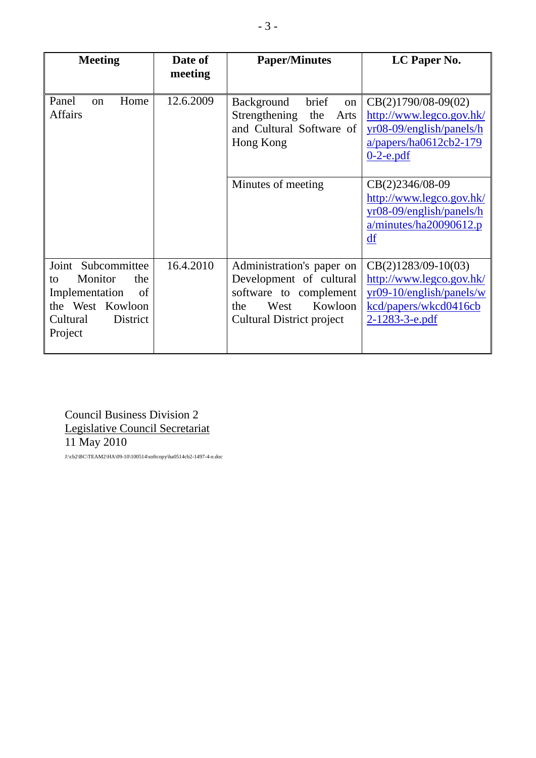| Meeting | Date of meeting | Paper/Minutes | LC Paper No. |
|---|---|---|---|
| Panel on Home Affairs | 12.6.2009 | Background brief on Strengthening the Arts and Cultural Software of Hong Kong | CB(2)1790/08-09(02) http://www.legco.gov.hk/yr08-09/english/panels/ha/papers/ha0612cb2-1790-2-e.pdf |
| | | Minutes of meeting | CB(2)2346/08-09 http://www.legco.gov.hk/yr08-09/english/panels/ha/minutes/ha20090612.pdf |
| Joint Subcommittee to Monitor the Implementation of the West Kowloon Cultural District Project | 16.4.2010 | Administration's paper on Development of cultural software to complement the West Kowloon Cultural District project | CB(2)1283/09-10(03) http://www.legco.gov.hk/yr09-10/english/panels/wkcd/papers/wkcd0416cb2-1283-3-e.pdf |

Council Business Division 2
Legislative Council Secretariat
11 May 2010

J:\cb2\BC\TEAM2\HA\09-10\100514\softcopy\ha0514cb2-1497-4-e.doc